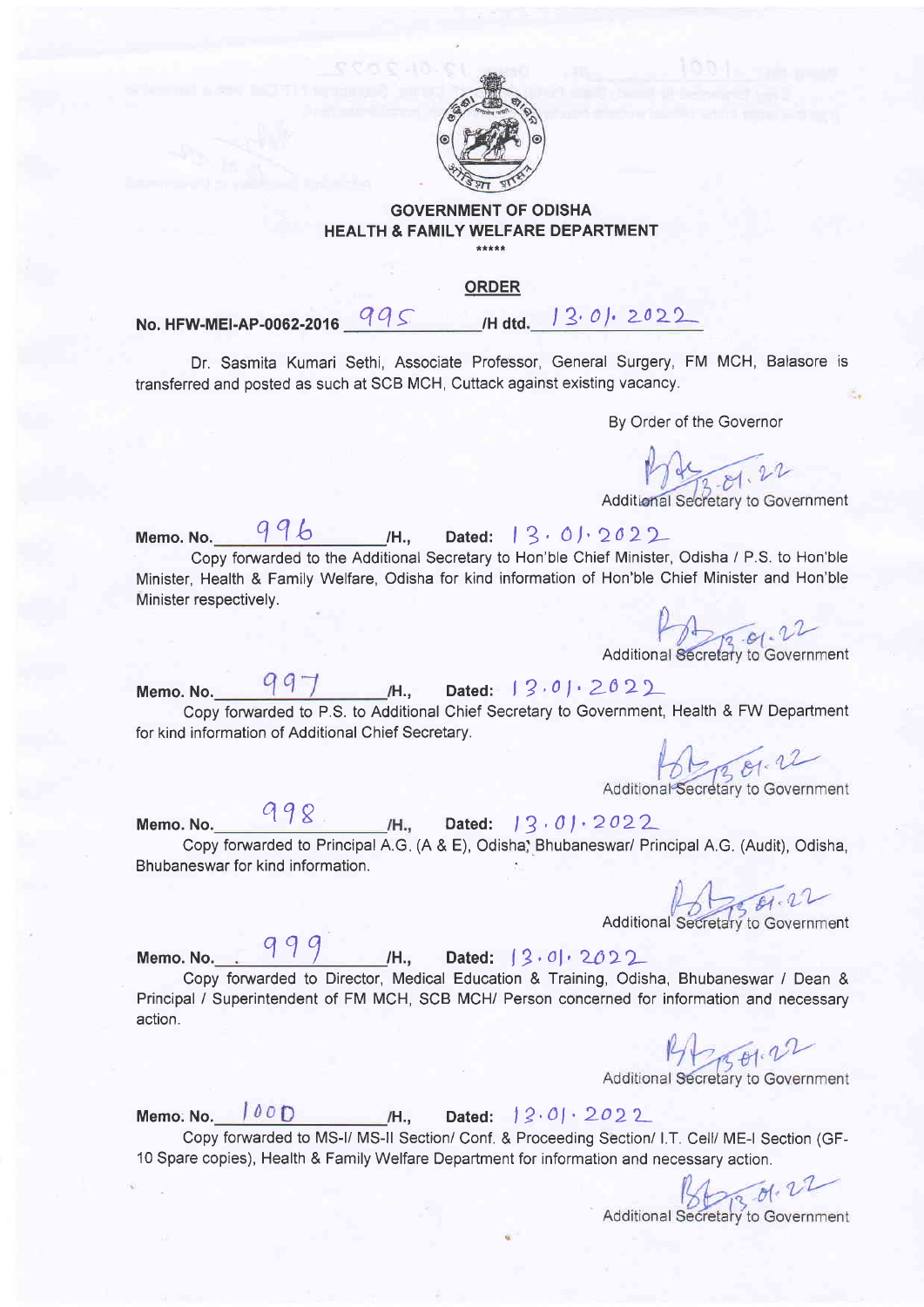**GOVERNMENT OF ODISHA**
**HEALTH & FAMILY WELFARE DEPARTMENT**

\*\*\*\*\*

**ORDER**

**No. HFW-MEI-AP-0062-2016** 995 **/H dtd.** 13.01.2022

Dr. Sasmita Kumari Sethi, Associate Professor, General Surgery, FM MCH, Balasore is transferred and posted as such at SCB MCH, Cuttack against existing vacancy.

By Order of the Governor

Sd/- 13.01.22
Additional Secretary to Government

**Memo. No.** 996 **/H., Dated:** 13.01.2022

Copy forwarded to the Additional Secretary to Hon'ble Chief Minister, Odisha / P.S. to Hon'ble Minister, Health & Family Welfare, Odisha for kind information of Hon'ble Chief Minister and Hon'ble Minister respectively.

Sd/- 13.01.22
Additional Secretary to Government

**Memo. No.** 997 **/H., Dated:** 13.01.2022

Copy forwarded to P.S. to Additional Chief Secretary to Government, Health & FW Department for kind information of Additional Chief Secretary.

Sd/- 13.01.22
Additional Secretary to Government

**Memo. No.** 998 **/H., Dated:** 13.01.2022

Copy forwarded to Principal A.G. (A & E), Odisha, Bhubaneswar/ Principal A.G. (Audit), Odisha, Bhubaneswar for kind information.

Sd/- 13.01.22
Additional Secretary to Government

**Memo. No.** 999 **/H., Dated:** 13.01.2022

Copy forwarded to Director, Medical Education & Training, Odisha, Bhubaneswar / Dean & Principal / Superintendent of FM MCH, SCB MCH/ Person concerned for information and necessary action.

Sd/- 13.01.22
Additional Secretary to Government

**Memo. No.** 1000 **/H., Dated:** 13.01.2022

Copy forwarded to MS-I/ MS-II Section/ Conf. & Proceeding Section/ I.T. Cell/ ME-I Section (GF-10 Spare copies), Health & Family Welfare Department for information and necessary action.

Sd/- 13.01.22
Additional Secretary to Government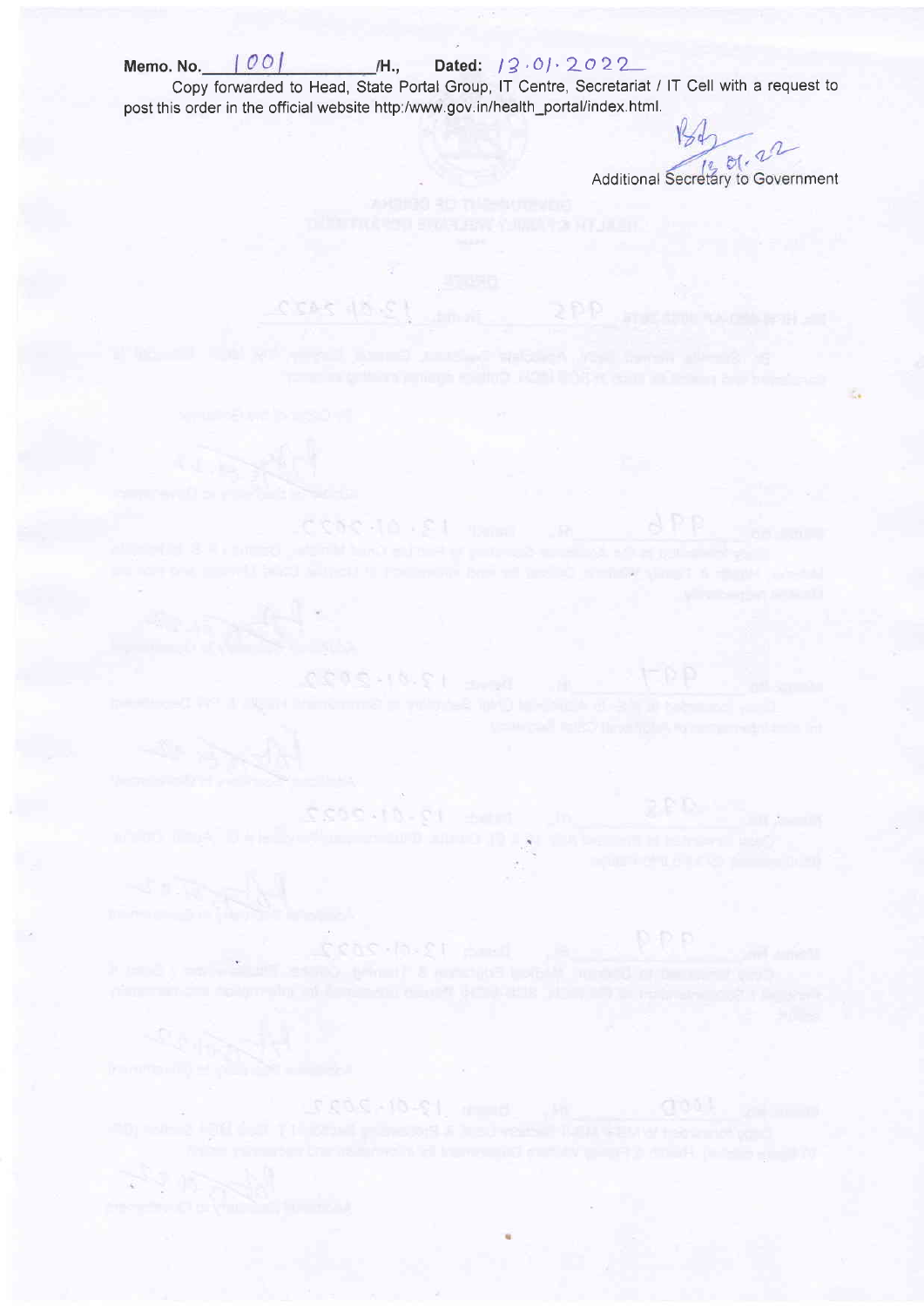Memo. No. 1001 /H., Dated: 13.01.2022

Copy forwarded to Head, State Portal Group, IT Centre, Secretariat / IT Cell with a request to post this order in the official website http:/www.gov.in/health_portal/index.html.

Additional Secretary to Government